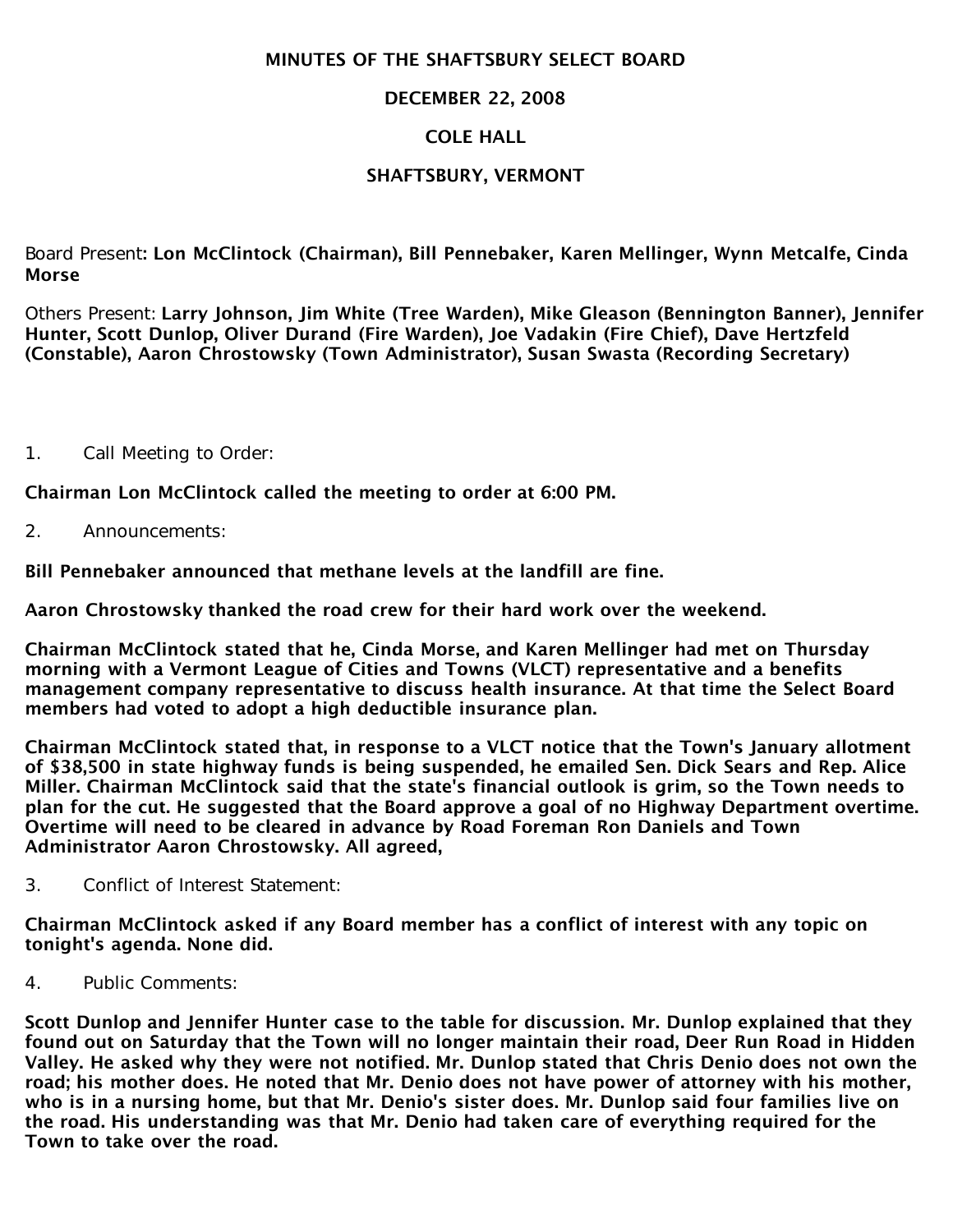# MINUTES OF THE SHAFTSBURY SELECT BOARD

## DECEMBER 22, 2008

## COLE HALL

## SHAFTSBURY, VERMONT

Board Present: **Lon McClintock (Chairman), Bill Pennebaker, Karen Mellinger, Wynn Metcalfe, Cinda Morse**

Others Present: **Larry Johnson, Jim White (Tree Warden), Mike Gleason (Bennington Banner), Jennifer Hunter, Scott Dunlop, Oliver Durand (Fire Warden), Joe Vadakin (Fire Chief), Dave Hertzfeld (Constable), Aaron Chrostowsky (Town Administrator), Susan Swasta (Recording Secretary)**

1. Call Meeting to Order:

**Chairman Lon McClintock called the meeting to order at 6:00 PM.**

2. Announcements:

**Bill Pennebaker announced that methane levels at the landfill are fine.**

**Aaron Chrostowsky thanked the road crew for their hard work over the weekend.**

**Chairman McClintock stated that he, Cinda Morse, and Karen Mellinger had met on Thursday morning with a Vermont League of Cities and Towns (VLCT) representative and a benefits management company representative to discuss health insurance. At that time the Select Board members had voted to adopt a high deductible insurance plan.**

**Chairman McClintock stated that, in response to a VLCT notice that the Town's January allotment of $38,500 in state highway funds is being suspended, he emailed Sen. Dick Sears and Rep. Alice Miller. Chairman McClintock said that the state's financial outlook is grim, so the Town needs to plan for the cut. He suggested that the Board approve a goal of no Highway Department overtime. Overtime will need to be cleared in advance by Road Foreman Ron Daniels and Town Administrator Aaron Chrostowsky. All agreed,**

3. Conflict of Interest Statement:

**Chairman McClintock asked if any Board member has a conflict of interest with any topic on tonight's agenda. None did.**

4. Public Comments:

**Scott Dunlop and Jennifer Hunter case to the table for discussion. Mr. Dunlop explained that they found out on Saturday that the Town will no longer maintain their road, Deer Run Road in Hidden Valley. He asked why they were not notified. Mr. Dunlop stated that Chris Denio does not own the road; his mother does. He noted that Mr. Denio does not have power of attorney with his mother, who is in a nursing home, but that Mr. Denio's sister does. Mr. Dunlop said four families live on the road. His understanding was that Mr. Denio had taken care of everything required for the Town to take over the road.**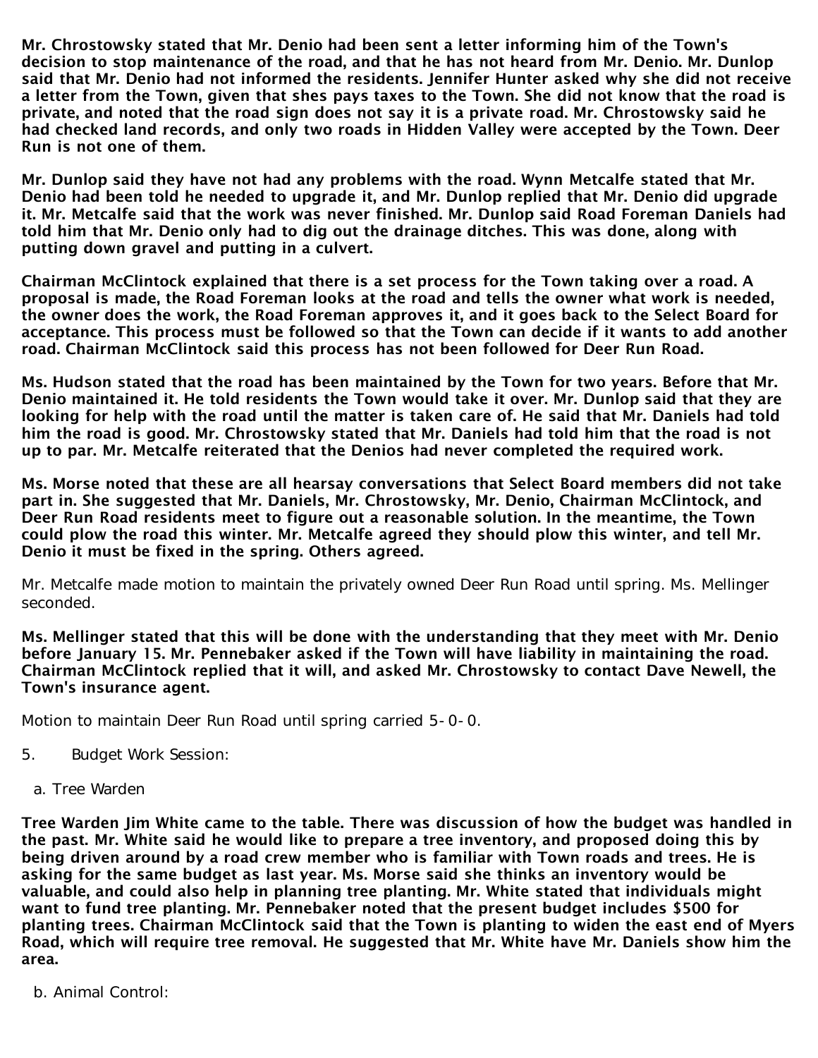**Mr. Chrostowsky stated that Mr. Denio had been sent a letter informing him of the Town's decision to stop maintenance of the road, and that he has not heard from Mr. Denio. Mr. Dunlop said that Mr. Denio had not informed the residents. Jennifer Hunter asked why she did not receive a letter from the Town, given that shes pays taxes to the Town. She did not know that the road is private, and noted that the road sign does not say it is a private road. Mr. Chrostowsky said he had checked land records, and only two roads in Hidden Valley were accepted by the Town. Deer Run is not one of them.**

**Mr. Dunlop said they have not had any problems with the road. Wynn Metcalfe stated that Mr. Denio had been told he needed to upgrade it, and Mr. Dunlop replied that Mr. Denio did upgrade it. Mr. Metcalfe said that the work was never finished. Mr. Dunlop said Road Foreman Daniels had told him that Mr. Denio only had to dig out the drainage ditches. This was done, along with putting down gravel and putting in a culvert.**

**Chairman McClintock explained that there is a set process for the Town taking over a road. A proposal is made, the Road Foreman looks at the road and tells the owner what work is needed, the owner does the work, the Road Foreman approves it, and it goes back to the Select Board for acceptance. This process must be followed so that the Town can decide if it wants to add another road. Chairman McClintock said this process has not been followed for Deer Run Road.**

**Ms. Hudson stated that the road has been maintained by the Town for two years. Before that Mr. Denio maintained it. He told residents the Town would take it over. Mr. Dunlop said that they are looking for help with the road until the matter is taken care of. He said that Mr. Daniels had told him the road is good. Mr. Chrostowsky stated that Mr. Daniels had told him that the road is not up to par. Mr. Metcalfe reiterated that the Denios had never completed the required work.**

**Ms. Morse noted that these are all hearsay conversations that Select Board members did not take part in. She suggested that Mr. Daniels, Mr. Chrostowsky, Mr. Denio, Chairman McClintock, and Deer Run Road residents meet to figure out a reasonable solution. In the meantime, the Town could plow the road this winter. Mr. Metcalfe agreed they should plow this winter, and tell Mr. Denio it must be fixed in the spring. Others agreed.**

Mr. Metcalfe made motion to maintain the privately owned Deer Run Road until spring. Ms. Mellinger seconded.

**Ms. Mellinger stated that this will be done with the understanding that they meet with Mr. Denio before January 15. Mr. Pennebaker asked if the Town will have liability in maintaining the road. Chairman McClintock replied that it will, and asked Mr. Chrostowsky to contact Dave Newell, the Town's insurance agent.**

Motion to maintain Deer Run Road until spring carried 5-0-0.

5. Budget Work Session:

a. Tree Warden

**Tree Warden Jim White came to the table. There was discussion of how the budget was handled in the past. Mr. White said he would like to prepare a tree inventory, and proposed doing this by being driven around by a road crew member who is familiar with Town roads and trees. He is asking for the same budget as last year. Ms. Morse said she thinks an inventory would be valuable, and could also help in planning tree planting. Mr. White stated that individuals might want to fund tree planting. Mr. Pennebaker noted that the present budget includes $500 for planting trees. Chairman McClintock said that the Town is planting to widen the east end of Myers Road, which will require tree removal. He suggested that Mr. White have Mr. Daniels show him the area.**

b. Animal Control: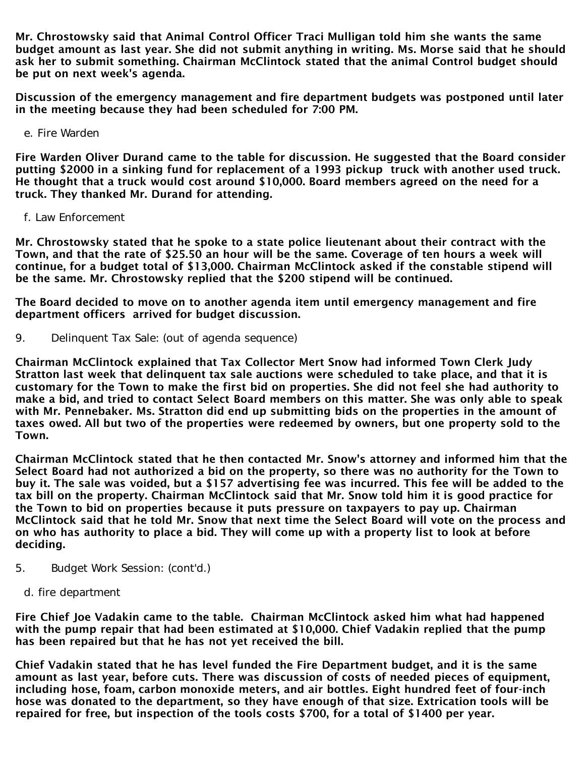**Mr. Chrostowsky said that Animal Control Officer Traci Mulligan told him she wants the same budget amount as last year. She did not submit anything in writing. Ms. Morse said that he should ask her to submit something. Chairman McClintock stated that the animal Control budget should be put on next week's agenda.**

**Discussion of the emergency management and fire department budgets was postponed until later in the meeting because they had been scheduled for 7:00 PM.**

e. Fire Warden

**Fire Warden Oliver Durand came to the table for discussion. He suggested that the Board consider putting $2000 in a sinking fund for replacement of a 1993 pickup truck with another used truck. He thought that a truck would cost around $10,000. Board members agreed on the need for a truck. They thanked Mr. Durand for attending.**

f. Law Enforcement

**Mr. Chrostowsky stated that he spoke to a state police lieutenant about their contract with the Town, and that the rate of $25.50 an hour will be the same. Coverage of ten hours a week will continue, for a budget total of $13,000. Chairman McClintock asked if the constable stipend will be the same. Mr. Chrostowsky replied that the $200 stipend will be continued.**

**The Board decided to move on to another agenda item until emergency management and fire department officers arrived for budget discussion.**

9. Delinquent Tax Sale: (out of agenda sequence)

**Chairman McClintock explained that Tax Collector Mert Snow had informed Town Clerk Judy Stratton last week that delinquent tax sale auctions were scheduled to take place, and that it is customary for the Town to make the first bid on properties. She did not feel she had authority to make a bid, and tried to contact Select Board members on this matter. She was only able to speak with Mr. Pennebaker. Ms. Stratton did end up submitting bids on the properties in the amount of taxes owed. All but two of the properties were redeemed by owners, but one property sold to the Town.**

**Chairman McClintock stated that he then contacted Mr. Snow's attorney and informed him that the Select Board had not authorized a bid on the property, so there was no authority for the Town to buy it. The sale was voided, but a $157 advertising fee was incurred. This fee will be added to the tax bill on the property. Chairman McClintock said that Mr. Snow told him it is good practice for the Town to bid on properties because it puts pressure on taxpayers to pay up. Chairman McClintock said that he told Mr. Snow that next time the Select Board will vote on the process and on who has authority to place a bid. They will come up with a property list to look at before deciding.**

5. Budget Work Session: (cont'd.)

d. fire department

**Fire Chief Joe Vadakin came to the table. Chairman McClintock asked him what had happened with the pump repair that had been estimated at $10,000. Chief Vadakin replied that the pump has been repaired but that he has not yet received the bill.**

**Chief Vadakin stated that he has level funded the Fire Department budget, and it is the same amount as last year, before cuts. There was discussion of costs of needed pieces of equipment, including hose, foam, carbon monoxide meters, and air bottles. Eight hundred feet of four-inch hose was donated to the department, so they have enough of that size. Extrication tools will be repaired for free, but inspection of the tools costs $700, for a total of $1400 per year.**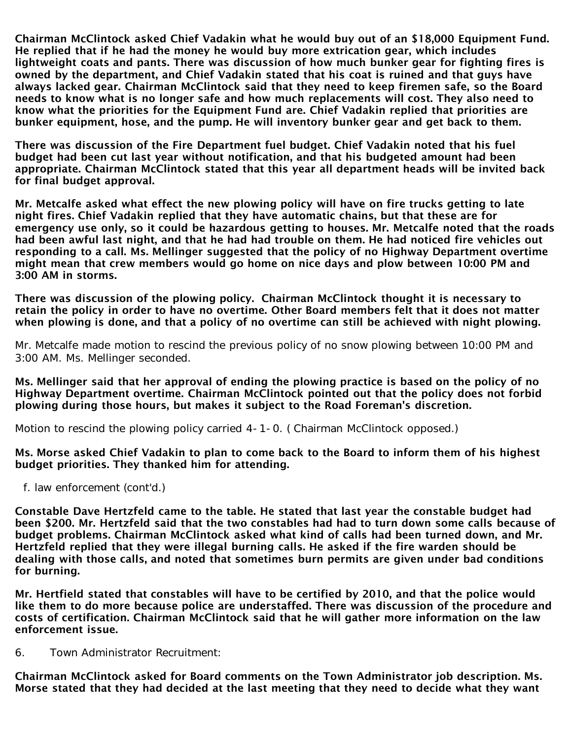**Chairman McClintock asked Chief Vadakin what he would buy out of an $18,000 Equipment Fund. He replied that if he had the money he would buy more extrication gear, which includes lightweight coats and pants. There was discussion of how much bunker gear for fighting fires is owned by the department, and Chief Vadakin stated that his coat is ruined and that guys have always lacked gear. Chairman McClintock said that they need to keep firemen safe, so the Board needs to know what is no longer safe and how much replacements will cost. They also need to know what the priorities for the Equipment Fund are. Chief Vadakin replied that priorities are bunker equipment, hose, and the pump. He will inventory bunker gear and get back to them.**

**There was discussion of the Fire Department fuel budget. Chief Vadakin noted that his fuel budget had been cut last year without notification, and that his budgeted amount had been appropriate. Chairman McClintock stated that this year all department heads will be invited back for final budget approval.**

**Mr. Metcalfe asked what effect the new plowing policy will have on fire trucks getting to late night fires. Chief Vadakin replied that they have automatic chains, but that these are for emergency use only, so it could be hazardous getting to houses. Mr. Metcalfe noted that the roads had been awful last night, and that he had had trouble on them. He had noticed fire vehicles out responding to a call. Ms. Mellinger suggested that the policy of no Highway Department overtime might mean that crew members would go home on nice days and plow between 10:00 PM and 3:00 AM in storms.**

**There was discussion of the plowing policy. Chairman McClintock thought it is necessary to retain the policy in order to have no overtime. Other Board members felt that it does not matter when plowing is done, and that a policy of no overtime can still be achieved with night plowing.**

Mr. Metcalfe made motion to rescind the previous policy of no snow plowing between 10:00 PM and 3:00 AM. Ms. Mellinger seconded.

**Ms. Mellinger said that her approval of ending the plowing practice is based on the policy of no Highway Department overtime. Chairman McClintock pointed out that the policy does not forbid plowing during those hours, but makes it subject to the Road Foreman's discretion.**

Motion to rescind the plowing policy carried 4-1-0. ( Chairman McClintock opposed.)

**Ms. Morse asked Chief Vadakin to plan to come back to the Board to inform them of his highest budget priorities. They thanked him for attending.**

f. law enforcement (cont'd.)

**Constable Dave Hertzfeld came to the table. He stated that last year the constable budget had been $200. Mr. Hertzfeld said that the two constables had had to turn down some calls because of budget problems. Chairman McClintock asked what kind of calls had been turned down, and Mr. Hertzfeld replied that they were illegal burning calls. He asked if the fire warden should be dealing with those calls, and noted that sometimes burn permits are given under bad conditions for burning.**

**Mr. Hertfield stated that constables will have to be certified by 2010, and that the police would like them to do more because police are understaffed. There was discussion of the procedure and costs of certification. Chairman McClintock said that he will gather more information on the law enforcement issue.**

6. Town Administrator Recruitment:

**Chairman McClintock asked for Board comments on the Town Administrator job description. Ms. Morse stated that they had decided at the last meeting that they need to decide what they want**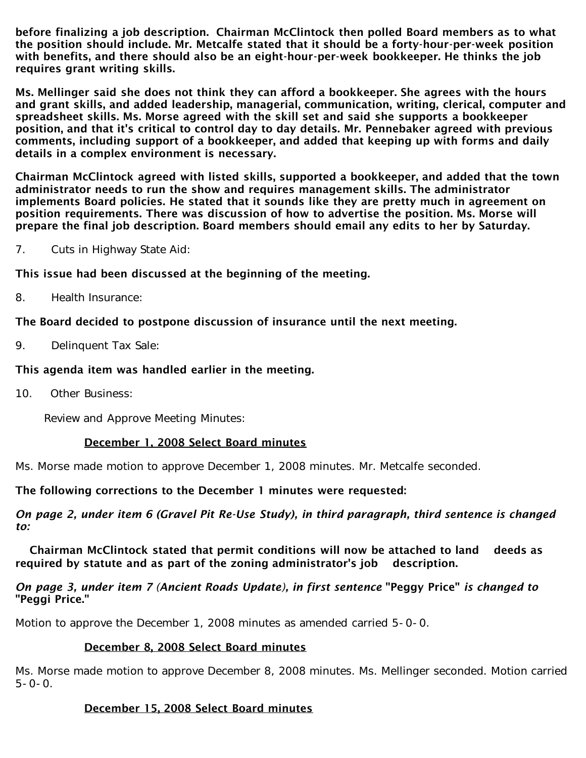**before finalizing a job description. Chairman McClintock then polled Board members as to what the position should include. Mr. Metcalfe stated that it should be a forty-hour-per-week position with benefits, and there should also be an eight-hour-per-week bookkeeper. He thinks the job requires grant writing skills.**

**Ms. Mellinger said she does not think they can afford a bookkeeper. She agrees with the hours and grant skills, and added leadership, managerial, communication, writing, clerical, computer and spreadsheet skills. Ms. Morse agreed with the skill set and said she supports a bookkeeper position, and that it's critical to control day to day details. Mr. Pennebaker agreed with previous comments, including support of a bookkeeper, and added that keeping up with forms and daily details in a complex environment is necessary.**

**Chairman McClintock agreed with listed skills, supported a bookkeeper, and added that the town administrator needs to run the show and requires management skills. The administrator implements Board policies. He stated that it sounds like they are pretty much in agreement on position requirements. There was discussion of how to advertise the position. Ms. Morse will prepare the final job description. Board members should email any edits to her by Saturday.**

7. Cuts in Highway State Aid:

**This issue had been discussed at the beginning of the meeting.**

8. Health Insurance:

**The Board decided to postpone discussion of insurance until the next meeting.**

9. Delinquent Tax Sale:

**This agenda item was handled earlier in the meeting.**

10. Other Business:

Review and Approve Meeting Minutes:

**December 1, 2008 Select Board minutes**

Ms. Morse made motion to approve December 1, 2008 minutes. Mr. Metcalfe seconded.

**The following corrections to the December 1 minutes were requested:**

***On page 2, under item 6 (Gravel Pit Re-Use Study), in third paragraph, third sentence is changed to:***

**Chairman McClintock stated that permit conditions will now be attached to land deeds as required by statute and as part of the zoning administrator's job description.**

***On page 3, under item 7 (Ancient Roads Update), in first sentence* "Peggy Price" *is changed to* "Peggi Price."**

Motion to approve the December 1, 2008 minutes as amended carried 5-0-0.

**December 8, 2008 Select Board minutes**

Ms. Morse made motion to approve December 8, 2008 minutes. Ms. Mellinger seconded. Motion carried 5-0-0.

**December 15, 2008 Select Board minutes**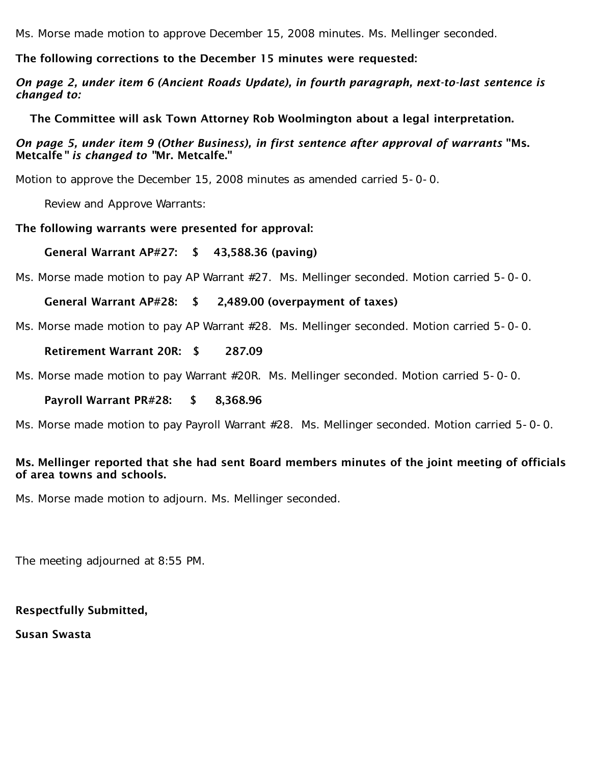Ms. Morse made motion to approve December 15, 2008 minutes. Ms. Mellinger seconded.

**The following corrections to the December 15 minutes were requested:**

***On page 2, under item 6 (Ancient Roads Update), in fourth paragraph, next-to-last sentence is changed to:***

**The Committee will ask Town Attorney Rob Woolmington about a legal interpretation.**

***On page 5, under item 9 (Other Business), in first sentence after approval of warrants* "Ms. Metcalfe" *is changed to* "Mr. Metcalfe."**

Motion to approve the December 15, 2008 minutes as amended carried 5-0-0.

Review and Approve Warrants:

**The following warrants were presented for approval:**

**General Warrant AP#27: $ 43,588.36 (paving)**

Ms. Morse made motion to pay AP Warrant #27. Ms. Mellinger seconded. Motion carried 5-0-0.

**General Warrant AP#28: $ 2,489.00 (overpayment of taxes)**

Ms. Morse made motion to pay AP Warrant #28. Ms. Mellinger seconded. Motion carried 5-0-0.

**Retirement Warrant 20R: $ 287.09**

Ms. Morse made motion to pay Warrant #20R. Ms. Mellinger seconded. Motion carried 5-0-0.

**Payroll Warrant PR#28: $ 8,368.96**

Ms. Morse made motion to pay Payroll Warrant #28. Ms. Mellinger seconded. Motion carried 5-0-0.

**Ms. Mellinger reported that she had sent Board members minutes of the joint meeting of officials of area towns and schools.**

Ms. Morse made motion to adjourn. Ms. Mellinger seconded.

The meeting adjourned at 8:55 PM.

**Respectfully Submitted,**

**Susan Swasta**